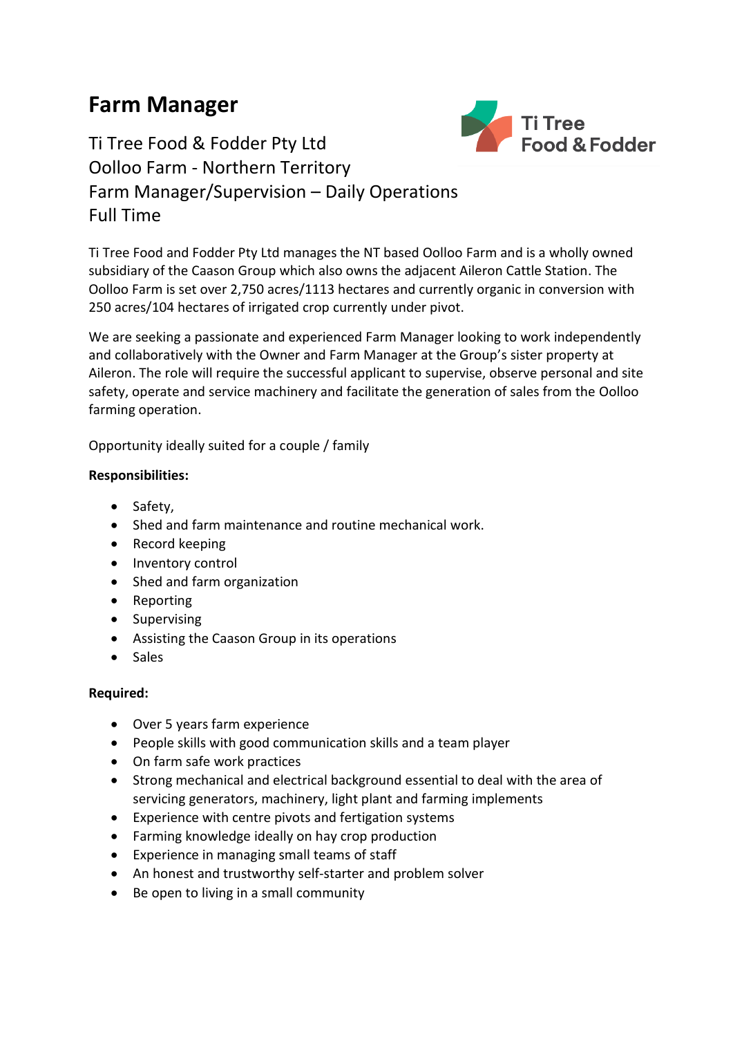# Farm Manager

Ti Tree Food & Fodder Pty Ltd
Oolloo Farm - Northern Territory
Farm Manager/Supervision – Daily Operations
Full Time

Ti Tree Food and Fodder Pty Ltd manages the NT based Oolloo Farm and is a wholly owned subsidiary of the Caason Group which also owns the adjacent Aileron Cattle Station. The Oolloo Farm is set over 2,750 acres/1113 hectares and currently organic in conversion with 250 acres/104 hectares of irrigated crop currently under pivot.

We are seeking a passionate and experienced Farm Manager looking to work independently and collaboratively with the Owner and Farm Manager at the Group's sister property at Aileron. The role will require the successful applicant to supervise, observe personal and site safety, operate and service machinery and facilitate the generation of sales from the Oolloo farming operation.

Opportunity ideally suited for a couple / family

**Responsibilities:**

- Safety,
- Shed and farm maintenance and routine mechanical work.
- Record keeping
- Inventory control
- Shed and farm organization
- Reporting
- Supervising
- Assisting the Caason Group in its operations
- Sales

**Required:**

- Over 5 years farm experience
- People skills with good communication skills and a team player
- On farm safe work practices
- Strong mechanical and electrical background essential to deal with the area of servicing generators, machinery, light plant and farming implements
- Experience with centre pivots and fertigation systems
- Farming knowledge ideally on hay crop production
- Experience in managing small teams of staff
- An honest and trustworthy self-starter and problem solver
- Be open to living in a small community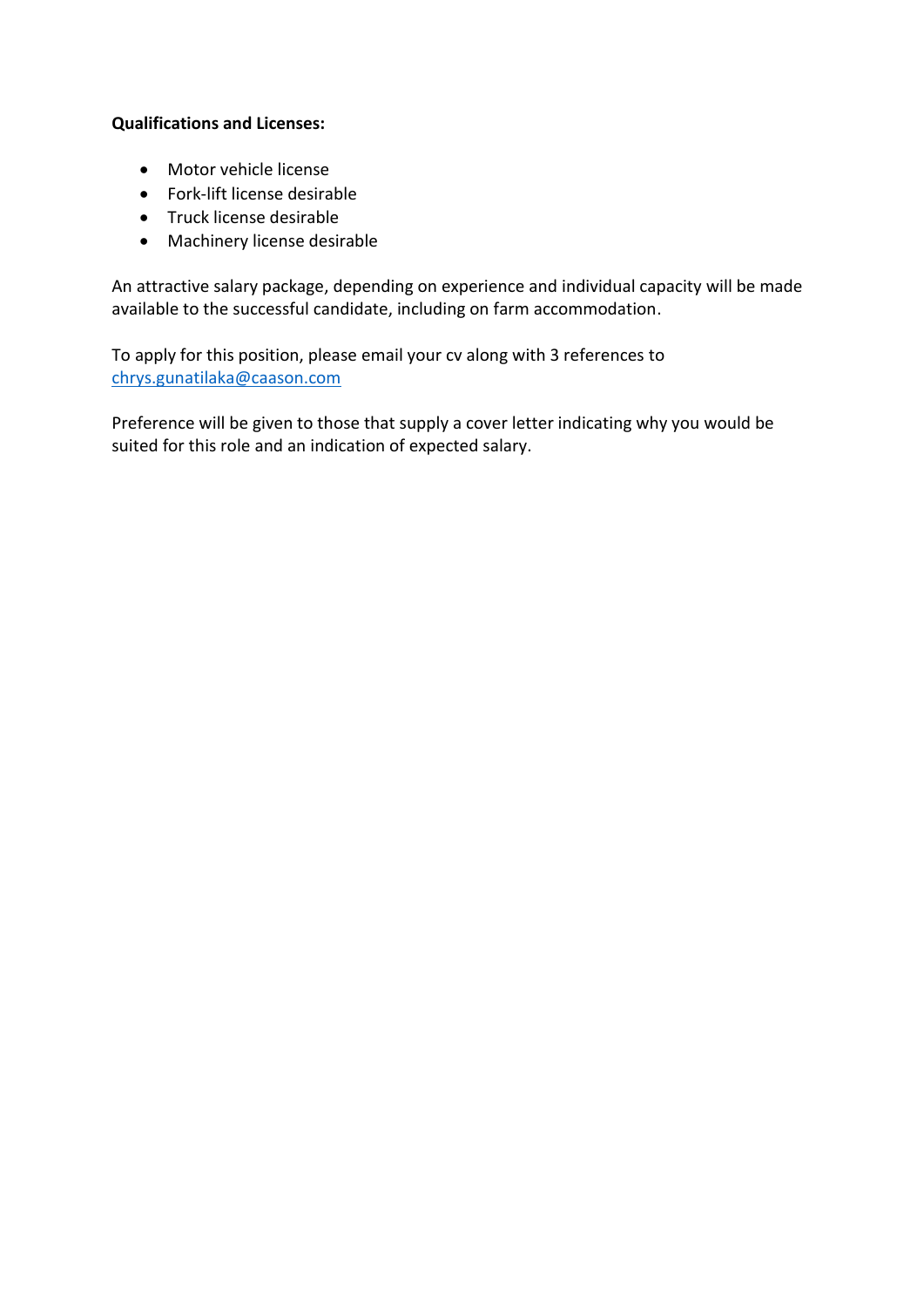**Qualifications and Licenses:**

- Motor vehicle license
- Fork-lift license desirable
- Truck license desirable
- Machinery license desirable

An attractive salary package, depending on experience and individual capacity will be made available to the successful candidate, including on farm accommodation.

To apply for this position, please email your cv along with 3 references to chrys.gunatilaka@caason.com

Preference will be given to those that supply a cover letter indicating why you would be suited for this role and an indication of expected salary.